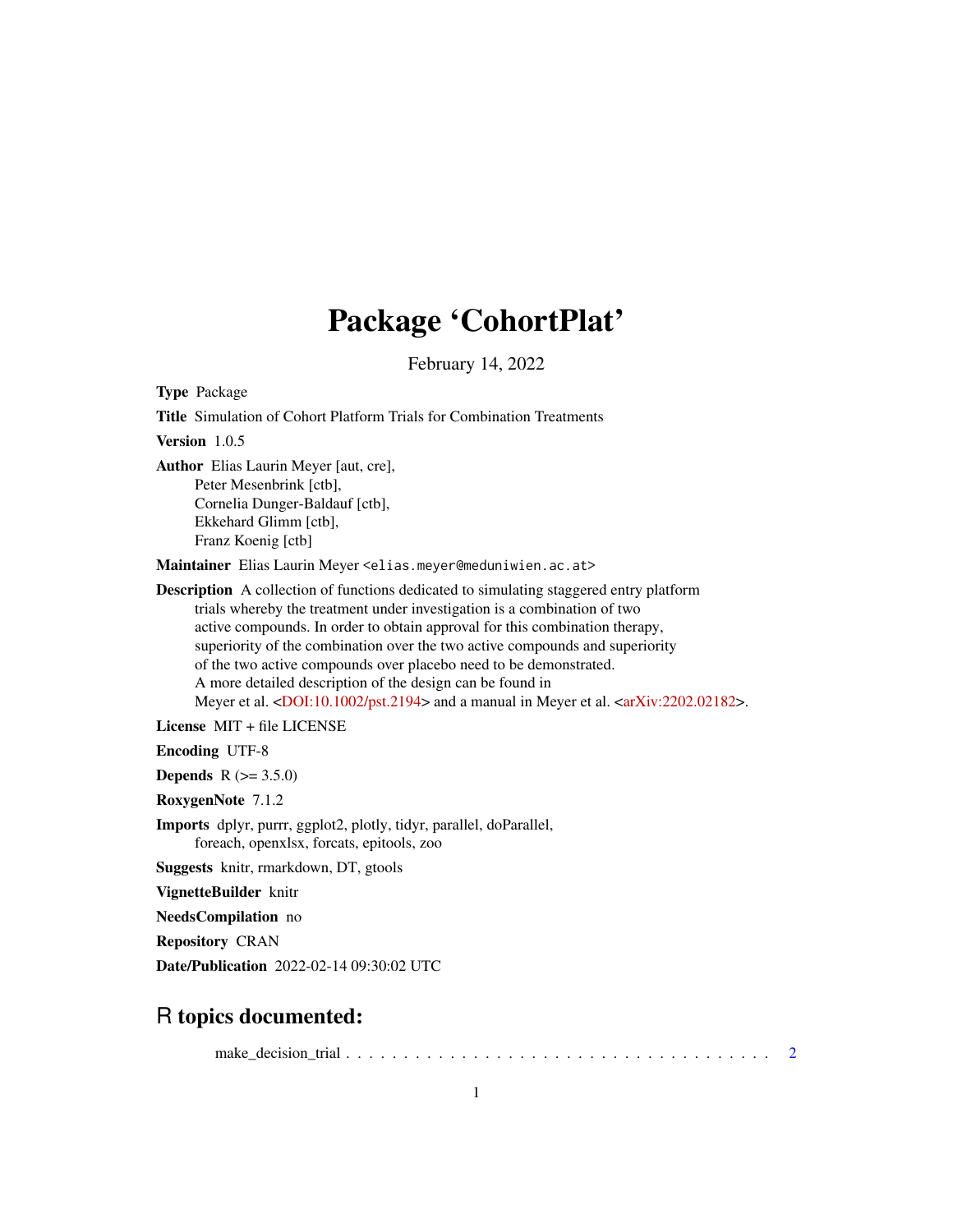# Package 'CohortPlat'

February 14, 2022

**Type** Package

**Title** Simulation of Cohort Platform Trials for Combination Treatments

**Version** 1.0.5

**Author** Elias Laurin Meyer [aut, cre],
Peter Mesenbrink [ctb],
Cornelia Dunger-Baldauf [ctb],
Ekkehard Glimm [ctb],
Franz Koenig [ctb]

**Maintainer** Elias Laurin Meyer <elias.meyer@meduniwien.ac.at>

**Description** A collection of functions dedicated to simulating staggered entry platform trials whereby the treatment under investigation is a combination of two active compounds. In order to obtain approval for this combination therapy, superiority of the combination over the two active compounds and superiority of the two active compounds over placebo need to be demonstrated. A more detailed description of the design can be found in Meyer et al. <DOI:10.1002/pst.2194> and a manual in Meyer et al. <arXiv:2202.02182>.

**License** MIT + file LICENSE

**Encoding** UTF-8

**Depends** R (>= 3.5.0)

**RoxygenNote** 7.1.2

**Imports** dplyr, purrr, ggplot2, plotly, tidyr, parallel, doParallel, foreach, openxlsx, forcats, epitools, zoo

**Suggests** knitr, rmarkdown, DT, gtools

**VignetteBuilder** knitr

**NeedsCompilation** no

**Repository** CRAN

**Date/Publication** 2022-02-14 09:30:02 UTC

## R topics documented:

make_decision_trial . . . . . . . . . . . . . . . . . . . . . . . . . . . . . . . . . . . . . 2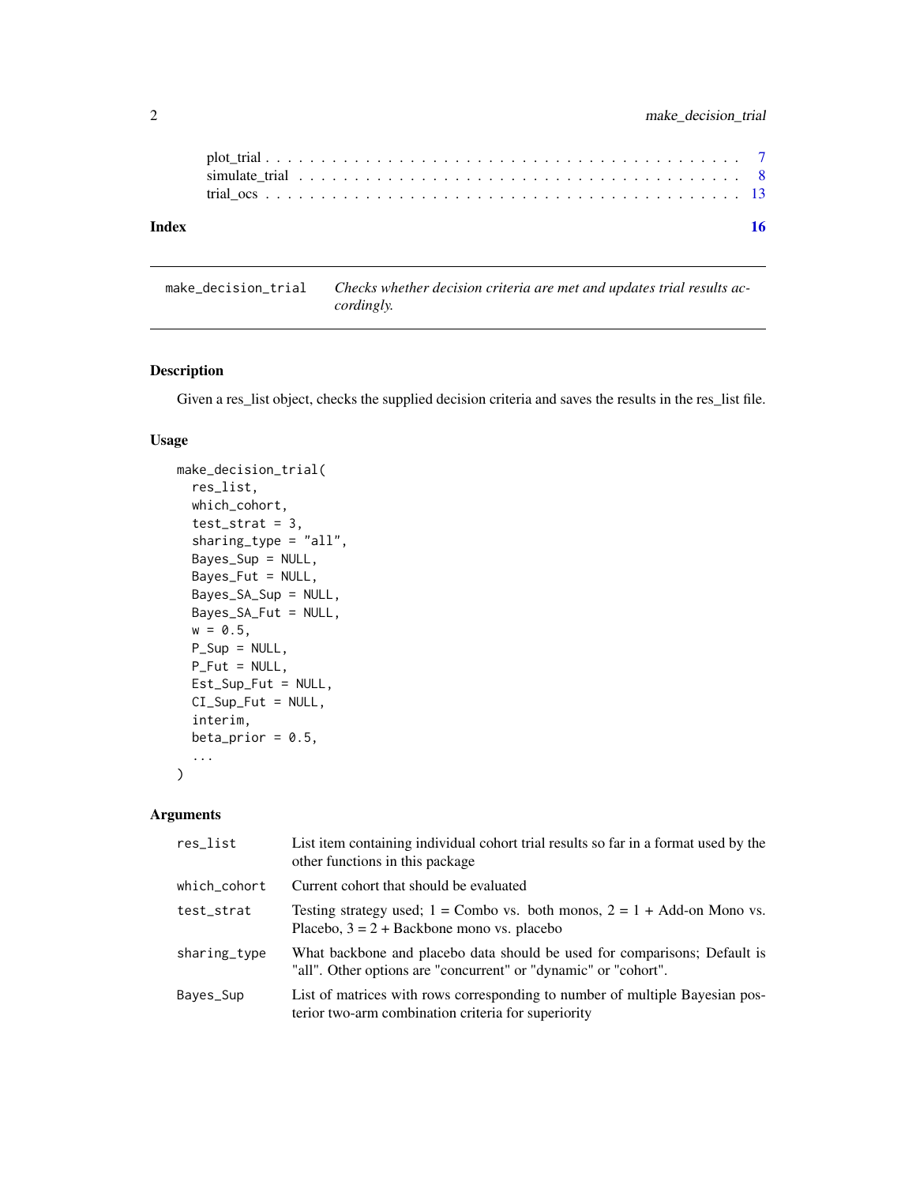plot_trial . . . . . . . . . . . . . . . . . . . . . . . . . . . . . . . . . . . . . . . 7
simulate_trial . . . . . . . . . . . . . . . . . . . . . . . . . . . . . . . . . . . . . 8
trial_ocs . . . . . . . . . . . . . . . . . . . . . . . . . . . . . . . . . . . . . . . . 13

**Index** **16**

---

`make_decision_trial` *Checks whether decision criteria are met and updates trial results accordingly.*

---

### Description

Given a res_list object, checks the supplied decision criteria and saves the results in the res_list file.

### Usage

```
make_decision_trial(
  res_list,
  which_cohort,
  test_strat = 3,
  sharing_type = "all",
  Bayes_Sup = NULL,
  Bayes_Fut = NULL,
  Bayes_SA_Sup = NULL,
  Bayes_SA_Fut = NULL,
  w = 0.5,
  P_Sup = NULL,
  P_Fut = NULL,
  Est_Sup_Fut = NULL,
  CI_Sup_Fut = NULL,
  interim,
  beta_prior = 0.5,
  ...
)
```

### Arguments

| | |
|---|---|
| `res_list` | List item containing individual cohort trial results so far in a format used by the other functions in this package |
| `which_cohort` | Current cohort that should be evaluated |
| `test_strat` | Testing strategy used; 1 = Combo vs. both monos, 2 = 1 + Add-on Mono vs. Placebo, 3 = 2 + Backbone mono vs. placebo |
| `sharing_type` | What backbone and placebo data should be used for comparisons; Default is "all". Other options are "concurrent" or "dynamic" or "cohort". |
| `Bayes_Sup` | List of matrices with rows corresponding to number of multiple Bayesian posterior two-arm combination criteria for superiority |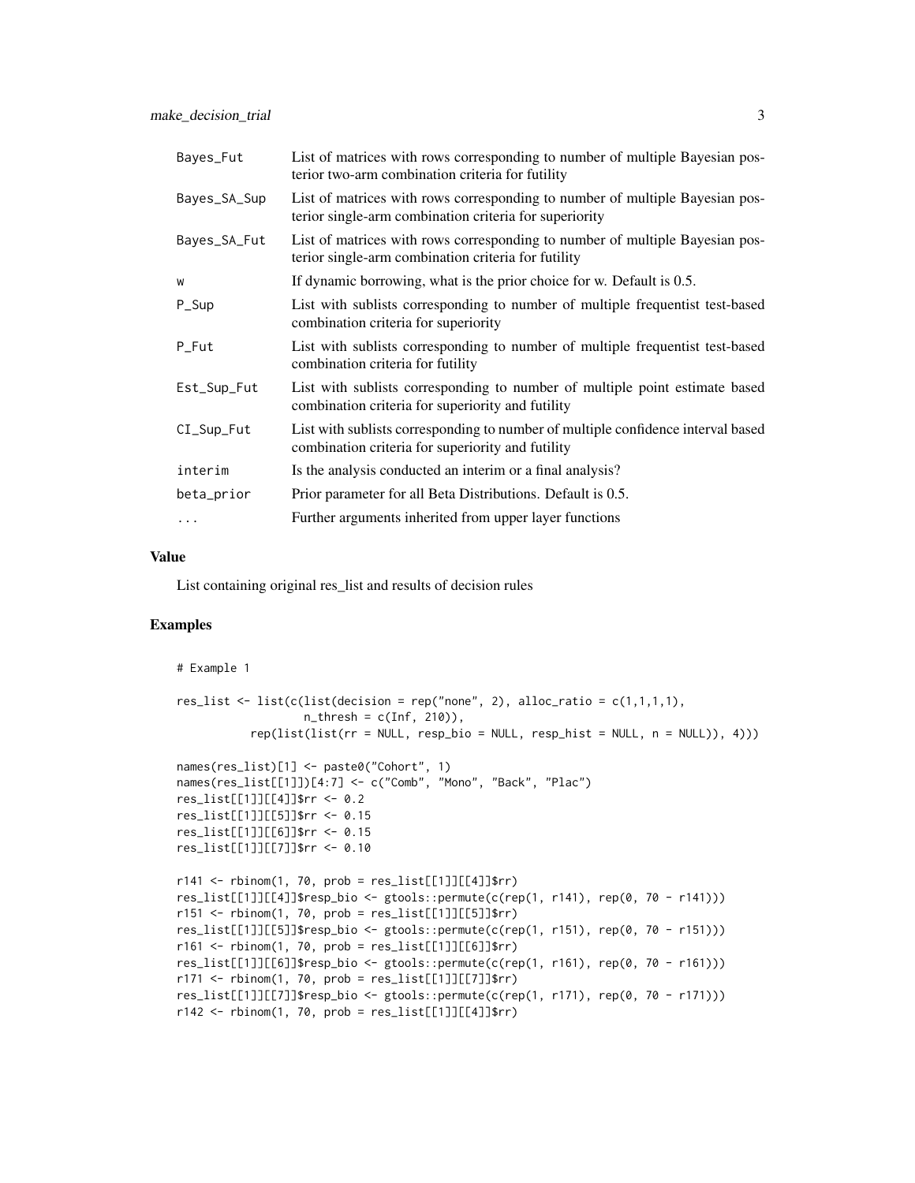| | |
|---|---|
| Bayes_Fut | List of matrices with rows corresponding to number of multiple Bayesian posterior two-arm combination criteria for futility |
| Bayes_SA_Sup | List of matrices with rows corresponding to number of multiple Bayesian posterior single-arm combination criteria for superiority |
| Bayes_SA_Fut | List of matrices with rows corresponding to number of multiple Bayesian posterior single-arm combination criteria for futility |
| w | If dynamic borrowing, what is the prior choice for w. Default is 0.5. |
| P_Sup | List with sublists corresponding to number of multiple frequentist test-based combination criteria for superiority |
| P_Fut | List with sublists corresponding to number of multiple frequentist test-based combination criteria for futility |
| Est_Sup_Fut | List with sublists corresponding to number of multiple point estimate based combination criteria for superiority and futility |
| CI_Sup_Fut | List with sublists corresponding to number of multiple confidence interval based combination criteria for superiority and futility |
| interim | Is the analysis conducted an interim or a final analysis? |
| beta_prior | Prior parameter for all Beta Distributions. Default is 0.5. |
| ... | Further arguments inherited from upper layer functions |

## Value

List containing original res_list and results of decision rules

## Examples

```
# Example 1

res_list <- list(c(list(decision = rep("none", 2), alloc_ratio = c(1,1,1,1),
                   n_thresh = c(Inf, 210)),
           rep(list(list(rr = NULL, resp_bio = NULL, resp_hist = NULL, n = NULL)), 4)))

names(res_list)[1] <- paste0("Cohort", 1)
names(res_list[[1]])[4:7] <- c("Comb", "Mono", "Back", "Plac")
res_list[[1]][[4]]$rr <- 0.2
res_list[[1]][[5]]$rr <- 0.15
res_list[[1]][[6]]$rr <- 0.15
res_list[[1]][[7]]$rr <- 0.10

r141 <- rbinom(1, 70, prob = res_list[[1]][[4]]$rr)
res_list[[1]][[4]]$resp_bio <- gtools::permute(c(rep(1, r141), rep(0, 70 - r141)))
r151 <- rbinom(1, 70, prob = res_list[[1]][[5]]$rr)
res_list[[1]][[5]]$resp_bio <- gtools::permute(c(rep(1, r151), rep(0, 70 - r151)))
r161 <- rbinom(1, 70, prob = res_list[[1]][[6]]$rr)
res_list[[1]][[6]]$resp_bio <- gtools::permute(c(rep(1, r161), rep(0, 70 - r161)))
r171 <- rbinom(1, 70, prob = res_list[[1]][[7]]$rr)
res_list[[1]][[7]]$resp_bio <- gtools::permute(c(rep(1, r171), rep(0, 70 - r171)))
r142 <- rbinom(1, 70, prob = res_list[[1]][[4]]$rr)
```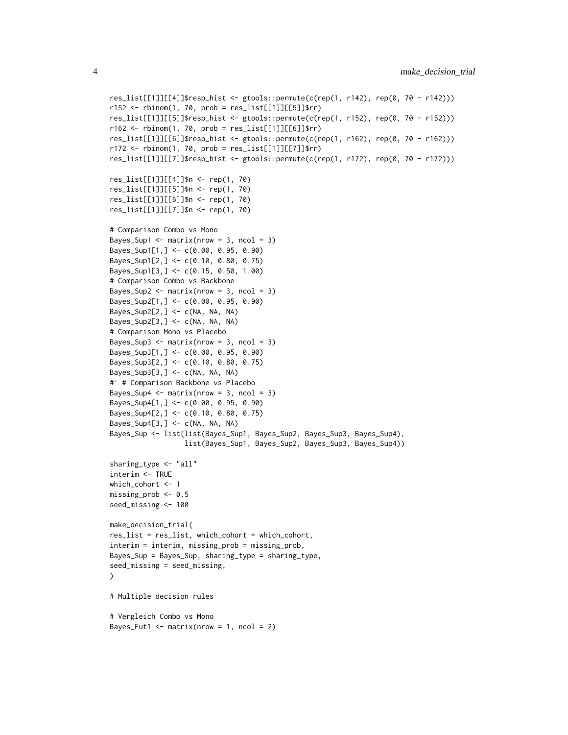```
res_list[[1]][[4]]$resp_hist <- gtools::permute(c(rep(1, r142), rep(0, 70 - r142)))
r152 <- rbinom(1, 70, prob = res_list[[1]][[5]]$rr)
res_list[[1]][[5]]$resp_hist <- gtools::permute(c(rep(1, r152), rep(0, 70 - r152)))
r162 <- rbinom(1, 70, prob = res_list[[1]][[6]]$rr)
res_list[[1]][[6]]$resp_hist <- gtools::permute(c(rep(1, r162), rep(0, 70 - r162)))
r172 <- rbinom(1, 70, prob = res_list[[1]][[7]]$rr)
res_list[[1]][[7]]$resp_hist <- gtools::permute(c(rep(1, r172), rep(0, 70 - r172)))

res_list[[1]][[4]]$n <- rep(1, 70)
res_list[[1]][[5]]$n <- rep(1, 70)
res_list[[1]][[6]]$n <- rep(1, 70)
res_list[[1]][[7]]$n <- rep(1, 70)

# Comparison Combo vs Mono
Bayes_Sup1 <- matrix(nrow = 3, ncol = 3)
Bayes_Sup1[1,] <- c(0.00, 0.95, 0.90)
Bayes_Sup1[2,] <- c(0.10, 0.80, 0.75)
Bayes_Sup1[3,] <- c(0.15, 0.50, 1.00)
# Comparison Combo vs Backbone
Bayes_Sup2 <- matrix(nrow = 3, ncol = 3)
Bayes_Sup2[1,] <- c(0.00, 0.95, 0.90)
Bayes_Sup2[2,] <- c(NA, NA, NA)
Bayes_Sup2[3,] <- c(NA, NA, NA)
# Comparison Mono vs Placebo
Bayes_Sup3 <- matrix(nrow = 3, ncol = 3)
Bayes_Sup3[1,] <- c(0.00, 0.95, 0.90)
Bayes_Sup3[2,] <- c(0.10, 0.80, 0.75)
Bayes_Sup3[3,] <- c(NA, NA, NA)
#' # Comparison Backbone vs Placebo
Bayes_Sup4 <- matrix(nrow = 3, ncol = 3)
Bayes_Sup4[1,] <- c(0.00, 0.95, 0.90)
Bayes_Sup4[2,] <- c(0.10, 0.80, 0.75)
Bayes_Sup4[3,] <- c(NA, NA, NA)
Bayes_Sup <- list(list(Bayes_Sup1, Bayes_Sup2, Bayes_Sup3, Bayes_Sup4),
                  list(Bayes_Sup1, Bayes_Sup2, Bayes_Sup3, Bayes_Sup4))

sharing_type <- "all"
interim <- TRUE
which_cohort <- 1
missing_prob <- 0.5
seed_missing <- 100

make_decision_trial(
res_list = res_list, which_cohort = which_cohort,
interim = interim, missing_prob = missing_prob,
Bayes_Sup = Bayes_Sup, sharing_type = sharing_type,
seed_missing = seed_missing,
)

# Multiple decision rules

# Vergleich Combo vs Mono
Bayes_Fut1 <- matrix(nrow = 1, ncol = 2)
```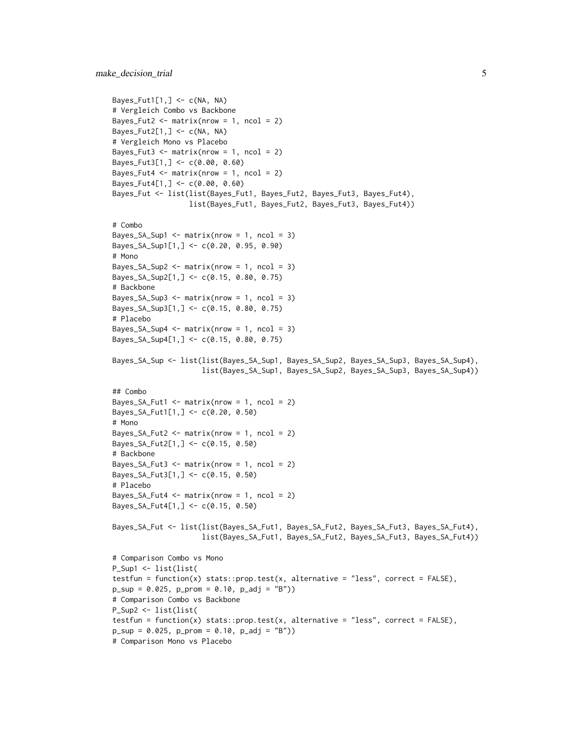```
Bayes_Fut1[1,] <- c(NA, NA)
# Vergleich Combo vs Backbone
Bayes_Fut2 <- matrix(nrow = 1, ncol = 2)
Bayes_Fut2[1,] <- c(NA, NA)
# Vergleich Mono vs Placebo
Bayes_Fut3 <- matrix(nrow = 1, ncol = 2)
Bayes_Fut3[1,] <- c(0.00, 0.60)
Bayes_Fut4 <- matrix(nrow = 1, ncol = 2)
Bayes_Fut4[1,] <- c(0.00, 0.60)
Bayes_Fut <- list(list(Bayes_Fut1, Bayes_Fut2, Bayes_Fut3, Bayes_Fut4),
                  list(Bayes_Fut1, Bayes_Fut2, Bayes_Fut3, Bayes_Fut4))

# Combo
Bayes_SA_Sup1 <- matrix(nrow = 1, ncol = 3)
Bayes_SA_Sup1[1,] <- c(0.20, 0.95, 0.90)
# Mono
Bayes_SA_Sup2 <- matrix(nrow = 1, ncol = 3)
Bayes_SA_Sup2[1,] <- c(0.15, 0.80, 0.75)
# Backbone
Bayes_SA_Sup3 <- matrix(nrow = 1, ncol = 3)
Bayes_SA_Sup3[1,] <- c(0.15, 0.80, 0.75)
# Placebo
Bayes_SA_Sup4 <- matrix(nrow = 1, ncol = 3)
Bayes_SA_Sup4[1,] <- c(0.15, 0.80, 0.75)

Bayes_SA_Sup <- list(list(Bayes_SA_Sup1, Bayes_SA_Sup2, Bayes_SA_Sup3, Bayes_SA_Sup4),
                     list(Bayes_SA_Sup1, Bayes_SA_Sup2, Bayes_SA_Sup3, Bayes_SA_Sup4))

## Combo
Bayes_SA_Fut1 <- matrix(nrow = 1, ncol = 2)
Bayes_SA_Fut1[1,] <- c(0.20, 0.50)
# Mono
Bayes_SA_Fut2 <- matrix(nrow = 1, ncol = 2)
Bayes_SA_Fut2[1,] <- c(0.15, 0.50)
# Backbone
Bayes_SA_Fut3 <- matrix(nrow = 1, ncol = 2)
Bayes_SA_Fut3[1,] <- c(0.15, 0.50)
# Placebo
Bayes_SA_Fut4 <- matrix(nrow = 1, ncol = 2)
Bayes_SA_Fut4[1,] <- c(0.15, 0.50)

Bayes_SA_Fut <- list(list(Bayes_SA_Fut1, Bayes_SA_Fut2, Bayes_SA_Fut3, Bayes_SA_Fut4),
                     list(Bayes_SA_Fut1, Bayes_SA_Fut2, Bayes_SA_Fut3, Bayes_SA_Fut4))

# Comparison Combo vs Mono
P_Sup1 <- list(list(
testfun = function(x) stats::prop.test(x, alternative = "less", correct = FALSE),
p_sup = 0.025, p_prom = 0.10, p_adj = "B"))
# Comparison Combo vs Backbone
P_Sup2 <- list(list(
testfun = function(x) stats::prop.test(x, alternative = "less", correct = FALSE),
p_sup = 0.025, p_prom = 0.10, p_adj = "B"))
# Comparison Mono vs Placebo
```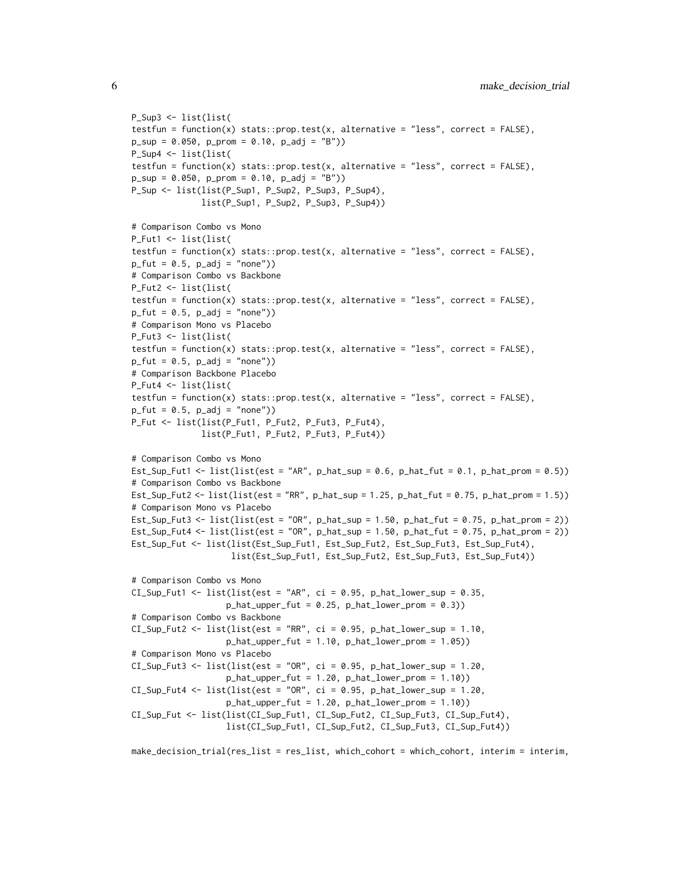```
P_Sup3 <- list(list(
testfun = function(x) stats::prop.test(x, alternative = "less", correct = FALSE),
p_sup = 0.050, p_prom = 0.10, p_adj = "B"))
P_Sup4 <- list(list(
testfun = function(x) stats::prop.test(x, alternative = "less", correct = FALSE),
p_sup = 0.050, p_prom = 0.10, p_adj = "B"))
P_Sup <- list(list(P_Sup1, P_Sup2, P_Sup3, P_Sup4),
              list(P_Sup1, P_Sup2, P_Sup3, P_Sup4))

# Comparison Combo vs Mono
P_Fut1 <- list(list(
testfun = function(x) stats::prop.test(x, alternative = "less", correct = FALSE),
p_fut = 0.5, p_adj = "none"))
# Comparison Combo vs Backbone
P_Fut2 <- list(list(
testfun = function(x) stats::prop.test(x, alternative = "less", correct = FALSE),
p_fut = 0.5, p_adj = "none"))
# Comparison Mono vs Placebo
P_Fut3 <- list(list(
testfun = function(x) stats::prop.test(x, alternative = "less", correct = FALSE),
p_fut = 0.5, p_adj = "none"))
# Comparison Backbone Placebo
P_Fut4 <- list(list(
testfun = function(x) stats::prop.test(x, alternative = "less", correct = FALSE),
p_fut = 0.5, p_adj = "none"))
P_Fut <- list(list(P_Fut1, P_Fut2, P_Fut3, P_Fut4),
              list(P_Fut1, P_Fut2, P_Fut3, P_Fut4))

# Comparison Combo vs Mono
Est_Sup_Fut1 <- list(list(est = "AR", p_hat_sup = 0.6, p_hat_fut = 0.1, p_hat_prom = 0.5))
# Comparison Combo vs Backbone
Est_Sup_Fut2 <- list(list(est = "RR", p_hat_sup = 1.25, p_hat_fut = 0.75, p_hat_prom = 1.5))
# Comparison Mono vs Placebo
Est_Sup_Fut3 <- list(list(est = "OR", p_hat_sup = 1.50, p_hat_fut = 0.75, p_hat_prom = 2))
Est_Sup_Fut4 <- list(list(est = "OR", p_hat_sup = 1.50, p_hat_fut = 0.75, p_hat_prom = 2))
Est_Sup_Fut <- list(list(Est_Sup_Fut1, Est_Sup_Fut2, Est_Sup_Fut3, Est_Sup_Fut4),
                    list(Est_Sup_Fut1, Est_Sup_Fut2, Est_Sup_Fut3, Est_Sup_Fut4))

# Comparison Combo vs Mono
CI_Sup_Fut1 <- list(list(est = "AR", ci = 0.95, p_hat_lower_sup = 0.35,
                   p_hat_upper_fut = 0.25, p_hat_lower_prom = 0.3))
# Comparison Combo vs Backbone
CI_Sup_Fut2 <- list(list(est = "RR", ci = 0.95, p_hat_lower_sup = 1.10,
                   p_hat_upper_fut = 1.10, p_hat_lower_prom = 1.05))
# Comparison Mono vs Placebo
CI_Sup_Fut3 <- list(list(est = "OR", ci = 0.95, p_hat_lower_sup = 1.20,
                   p_hat_upper_fut = 1.20, p_hat_lower_prom = 1.10))
CI_Sup_Fut4 <- list(list(est = "OR", ci = 0.95, p_hat_lower_sup = 1.20,
                   p_hat_upper_fut = 1.20, p_hat_lower_prom = 1.10))
CI_Sup_Fut <- list(list(CI_Sup_Fut1, CI_Sup_Fut2, CI_Sup_Fut3, CI_Sup_Fut4),
                   list(CI_Sup_Fut1, CI_Sup_Fut2, CI_Sup_Fut3, CI_Sup_Fut4))

make_decision_trial(res_list = res_list, which_cohort = which_cohort, interim = interim,
```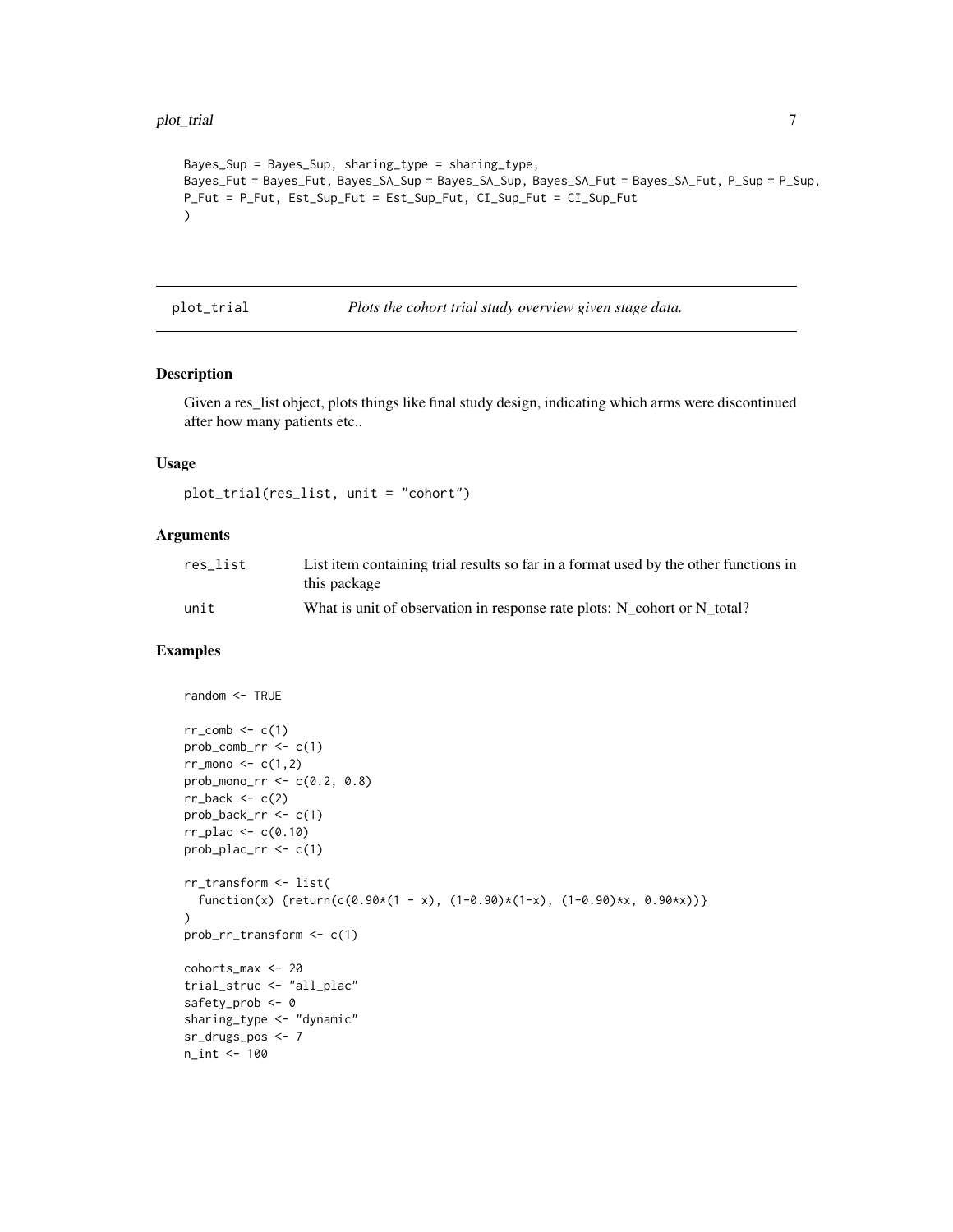```
Bayes_Sup = Bayes_Sup, sharing_type = sharing_type,
Bayes_Fut = Bayes_Fut, Bayes_SA_Sup = Bayes_SA_Sup, Bayes_SA_Fut = Bayes_SA_Fut, P_Sup = P_Sup,
P_Fut = P_Fut, Est_Sup_Fut = Est_Sup_Fut, CI_Sup_Fut = CI_Sup_Fut
)
```

## plot_trial — *Plots the cohort trial study overview given stage data.*

### Description

Given a res_list object, plots things like final study design, indicating which arms were discontinued after how many patients etc..

### Usage

```
plot_trial(res_list, unit = "cohort")
```

### Arguments

| | |
|---|---|
| res_list | List item containing trial results so far in a format used by the other functions in this package |
| unit | What is unit of observation in response rate plots: N_cohort or N_total? |

### Examples

```
random <- TRUE

rr_comb <- c(1)
prob_comb_rr <- c(1)
rr_mono <- c(1,2)
prob_mono_rr <- c(0.2, 0.8)
rr_back <- c(2)
prob_back_rr <- c(1)
rr_plac <- c(0.10)
prob_plac_rr <- c(1)

rr_transform <- list(
  function(x) {return(c(0.90*(1 - x), (1-0.90)*(1-x), (1-0.90)*x, 0.90*x))}
)
prob_rr_transform <- c(1)

cohorts_max <- 20
trial_struc <- "all_plac"
safety_prob <- 0
sharing_type <- "dynamic"
sr_drugs_pos <- 7
n_int <- 100
```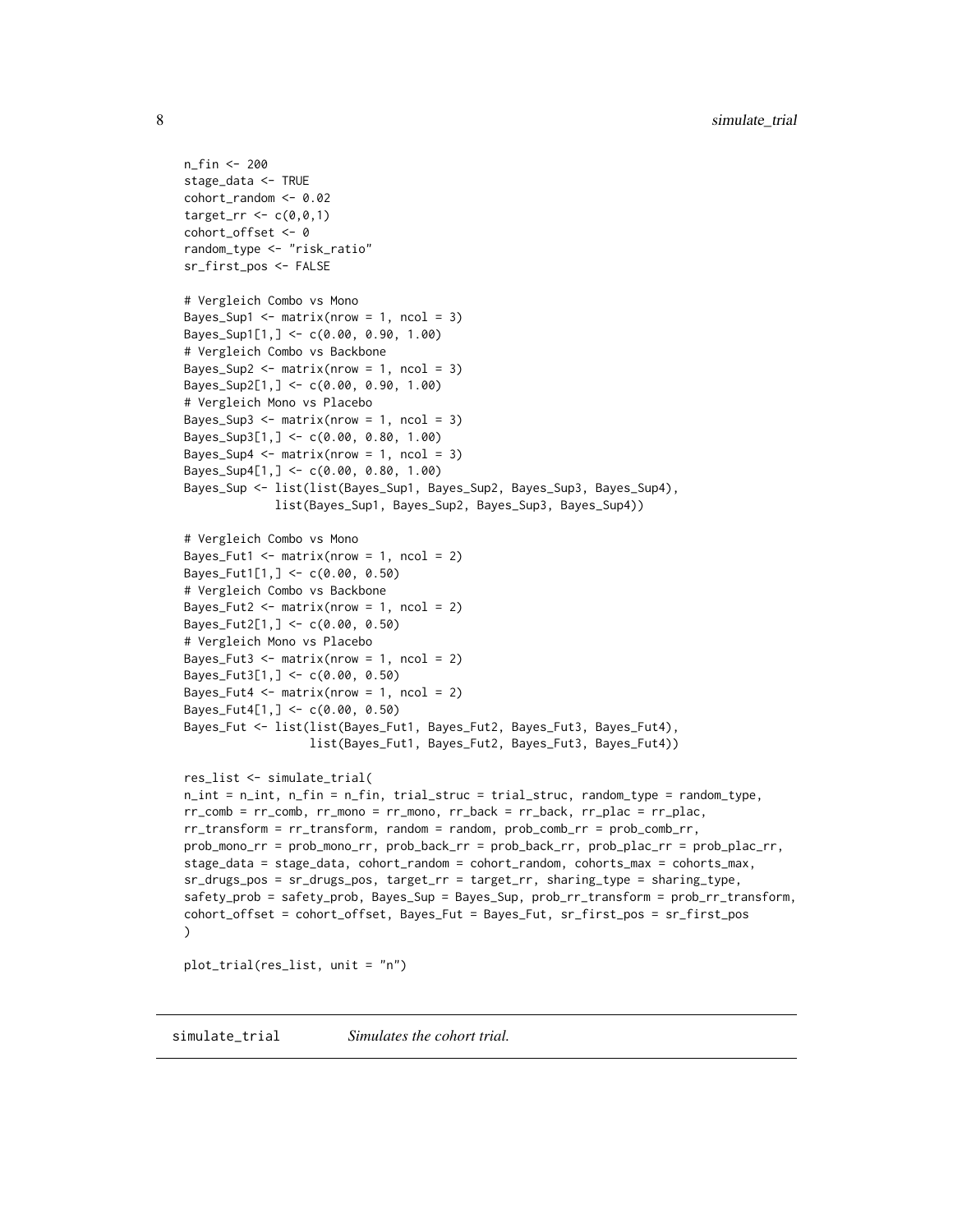```
n_fin <- 200
stage_data <- TRUE
cohort_random <- 0.02
target_rr <- c(0,0,1)
cohort_offset <- 0
random_type <- "risk_ratio"
sr_first_pos <- FALSE

# Vergleich Combo vs Mono
Bayes_Sup1 <- matrix(nrow = 1, ncol = 3)
Bayes_Sup1[1,] <- c(0.00, 0.90, 1.00)
# Vergleich Combo vs Backbone
Bayes_Sup2 <- matrix(nrow = 1, ncol = 3)
Bayes_Sup2[1,] <- c(0.00, 0.90, 1.00)
# Vergleich Mono vs Placebo
Bayes_Sup3 <- matrix(nrow = 1, ncol = 3)
Bayes_Sup3[1,] <- c(0.00, 0.80, 1.00)
Bayes_Sup4 <- matrix(nrow = 1, ncol = 3)
Bayes_Sup4[1,] <- c(0.00, 0.80, 1.00)
Bayes_Sup <- list(list(Bayes_Sup1, Bayes_Sup2, Bayes_Sup3, Bayes_Sup4),
             list(Bayes_Sup1, Bayes_Sup2, Bayes_Sup3, Bayes_Sup4))

# Vergleich Combo vs Mono
Bayes_Fut1 <- matrix(nrow = 1, ncol = 2)
Bayes_Fut1[1,] <- c(0.00, 0.50)
# Vergleich Combo vs Backbone
Bayes_Fut2 <- matrix(nrow = 1, ncol = 2)
Bayes_Fut2[1,] <- c(0.00, 0.50)
# Vergleich Mono vs Placebo
Bayes_Fut3 <- matrix(nrow = 1, ncol = 2)
Bayes_Fut3[1,] <- c(0.00, 0.50)
Bayes_Fut4 <- matrix(nrow = 1, ncol = 2)
Bayes_Fut4[1,] <- c(0.00, 0.50)
Bayes_Fut <- list(list(Bayes_Fut1, Bayes_Fut2, Bayes_Fut3, Bayes_Fut4),
                  list(Bayes_Fut1, Bayes_Fut2, Bayes_Fut3, Bayes_Fut4))

res_list <- simulate_trial(
n_int = n_int, n_fin = n_fin, trial_struc = trial_struc, random_type = random_type,
rr_comb = rr_comb, rr_mono = rr_mono, rr_back = rr_back, rr_plac = rr_plac,
rr_transform = rr_transform, random = random, prob_comb_rr = prob_comb_rr,
prob_mono_rr = prob_mono_rr, prob_back_rr = prob_back_rr, prob_plac_rr = prob_plac_rr,
stage_data = stage_data, cohort_random = cohort_random, cohorts_max = cohorts_max,
sr_drugs_pos = sr_drugs_pos, target_rr = target_rr, sharing_type = sharing_type,
safety_prob = safety_prob, Bayes_Sup = Bayes_Sup, prob_rr_transform = prob_rr_transform,
cohort_offset = cohort_offset, Bayes_Fut = Bayes_Fut, sr_first_pos = sr_first_pos
)

plot_trial(res_list, unit = "n")
```

---

simulate_trial &nbsp;&nbsp;&nbsp; *Simulates the cohort trial.*

---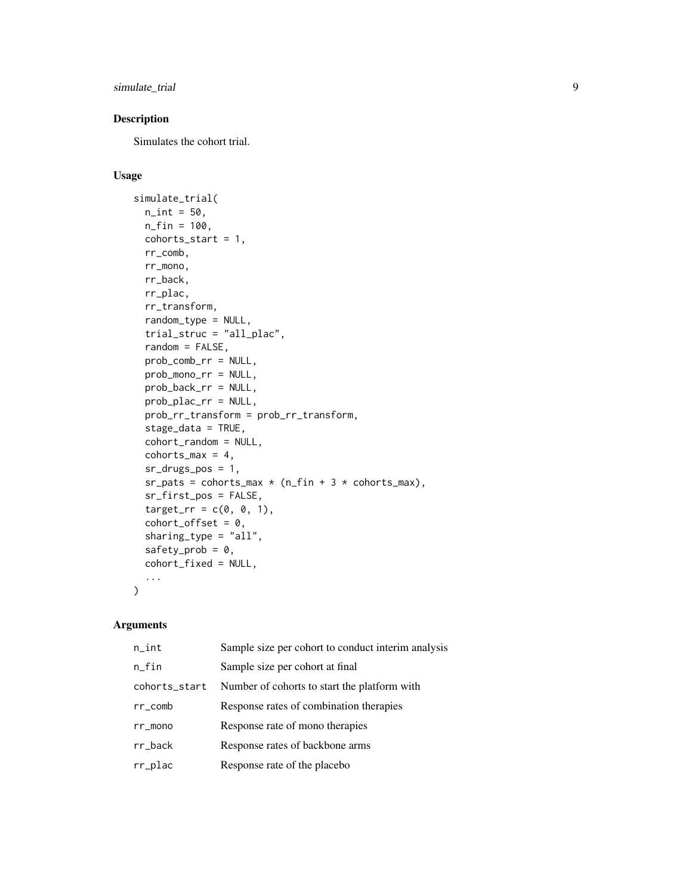## Description

Simulates the cohort trial.

## Usage

```
simulate_trial(
  n_int = 50,
  n_fin = 100,
  cohorts_start = 1,
  rr_comb,
  rr_mono,
  rr_back,
  rr_plac,
  rr_transform,
  random_type = NULL,
  trial_struc = "all_plac",
  random = FALSE,
  prob_comb_rr = NULL,
  prob_mono_rr = NULL,
  prob_back_rr = NULL,
  prob_plac_rr = NULL,
  prob_rr_transform = prob_rr_transform,
  stage_data = TRUE,
  cohort_random = NULL,
  cohorts_max = 4,
  sr_drugs_pos = 1,
  sr_pats = cohorts_max * (n_fin + 3 * cohorts_max),
  sr_first_pos = FALSE,
  target_rr = c(0, 0, 1),
  cohort_offset = 0,
  sharing_type = "all",
  safety_prob = 0,
  cohort_fixed = NULL,
  ...
)
```

## Arguments

| | |
|---|---|
| n_int | Sample size per cohort to conduct interim analysis |
| n_fin | Sample size per cohort at final |
| cohorts_start | Number of cohorts to start the platform with |
| rr_comb | Response rates of combination therapies |
| rr_mono | Response rate of mono therapies |
| rr_back | Response rates of backbone arms |
| rr_plac | Response rate of the placebo |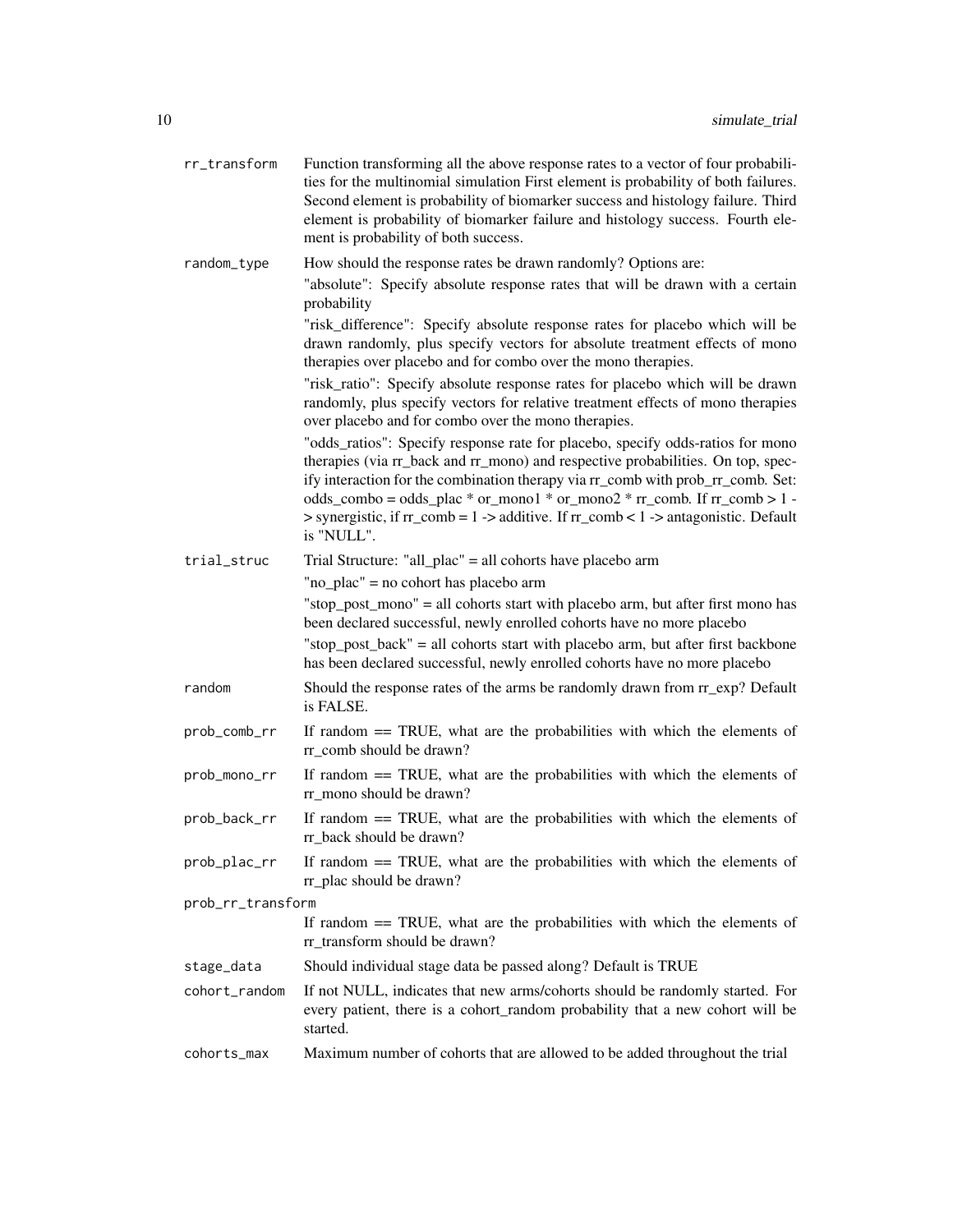| | |
|---|---|
| `rr_transform` | Function transforming all the above response rates to a vector of four probabilities for the multinomial simulation First element is probability of both failures. Second element is probability of biomarker success and histology failure. Third element is probability of biomarker failure and histology success. Fourth element is probability of both success. |
| `random_type` | How should the response rates be drawn randomly? Options are:<br>"absolute": Specify absolute response rates that will be drawn with a certain probability<br>"risk_difference": Specify absolute response rates for placebo which will be drawn randomly, plus specify vectors for absolute treatment effects of mono therapies over placebo and for combo over the mono therapies.<br>"risk_ratio": Specify absolute response rates for placebo which will be drawn randomly, plus specify vectors for relative treatment effects of mono therapies over placebo and for combo over the mono therapies.<br>"odds_ratios": Specify response rate for placebo, specify odds-ratios for mono therapies (via rr_back and rr_mono) and respective probabilities. On top, specify interaction for the combination therapy via rr_comb with prob_rr_comb. Set: odds_combo = odds_plac * or_mono1 * or_mono2 * rr_comb. If rr_comb > 1 -> synergistic, if rr_comb = 1 -> additive. If rr_comb < 1 -> antagonistic. Default is "NULL". |
| `trial_struc` | Trial Structure: "all_plac" = all cohorts have placebo arm<br>"no_plac" = no cohort has placebo arm<br>"stop_post_mono" = all cohorts start with placebo arm, but after first mono has been declared successful, newly enrolled cohorts have no more placebo<br>"stop_post_back" = all cohorts start with placebo arm, but after first backbone has been declared successful, newly enrolled cohorts have no more placebo |
| `random` | Should the response rates of the arms be randomly drawn from rr_exp? Default is FALSE. |
| `prob_comb_rr` | If random == TRUE, what are the probabilities with which the elements of rr_comb should be drawn? |
| `prob_mono_rr` | If random == TRUE, what are the probabilities with which the elements of rr_mono should be drawn? |
| `prob_back_rr` | If random == TRUE, what are the probabilities with which the elements of rr_back should be drawn? |
| `prob_plac_rr` | If random == TRUE, what are the probabilities with which the elements of rr_plac should be drawn? |
| `prob_rr_transform` | If random == TRUE, what are the probabilities with which the elements of rr_transform should be drawn? |
| `stage_data` | Should individual stage data be passed along? Default is TRUE |
| `cohort_random` | If not NULL, indicates that new arms/cohorts should be randomly started. For every patient, there is a cohort_random probability that a new cohort will be started. |
| `cohorts_max` | Maximum number of cohorts that are allowed to be added throughout the trial |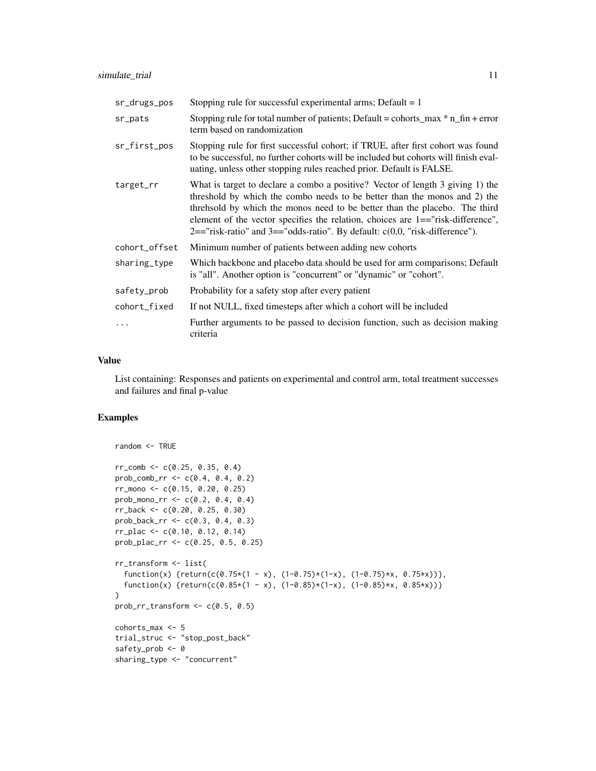| | |
|---|---|
| sr_drugs_pos | Stopping rule for successful experimental arms; Default = 1 |
| sr_pats | Stopping rule for total number of patients; Default = cohorts_max * n_fin + error term based on randomization |
| sr_first_pos | Stopping rule for first successful cohort; if TRUE, after first cohort was found to be successful, no further cohorts will be included but cohorts will finish evaluating, unless other stopping rules reached prior. Default is FALSE. |
| target_rr | What is target to declare a combo a positive? Vector of length 3 giving 1) the threshold by which the combo needs to be better than the monos and 2) the threhsold by which the monos need to be better than the placebo. The third element of the vector specifies the relation, choices are 1=="risk-difference", 2=="risk-ratio" and 3=="odds-ratio". By default: c(0,0, "risk-difference"). |
| cohort_offset | Minimum number of patients between adding new cohorts |
| sharing_type | Which backbone and placebo data should be used for arm comparisons; Default is "all". Another option is "concurrent" or "dynamic" or "cohort". |
| safety_prob | Probability for a safety stop after every patient |
| cohort_fixed | If not NULL, fixed timesteps after which a cohort will be included |
| ... | Further arguments to be passed to decision function, such as decision making criteria |

## Value

List containing: Responses and patients on experimental and control arm, total treatment successes and failures and final p-value

## Examples

```
random <- TRUE

rr_comb <- c(0.25, 0.35, 0.4)
prob_comb_rr <- c(0.4, 0.4, 0.2)
rr_mono <- c(0.15, 0.20, 0.25)
prob_mono_rr <- c(0.2, 0.4, 0.4)
rr_back <- c(0.20, 0.25, 0.30)
prob_back_rr <- c(0.3, 0.4, 0.3)
rr_plac <- c(0.10, 0.12, 0.14)
prob_plac_rr <- c(0.25, 0.5, 0.25)

rr_transform <- list(
  function(x) {return(c(0.75*(1 - x), (1-0.75)*(1-x), (1-0.75)*x, 0.75*x))},
  function(x) {return(c(0.85*(1 - x), (1-0.85)*(1-x), (1-0.85)*x, 0.85*x))}
)
prob_rr_transform <- c(0.5, 0.5)

cohorts_max <- 5
trial_struc <- "stop_post_back"
safety_prob <- 0
sharing_type <- "concurrent"
```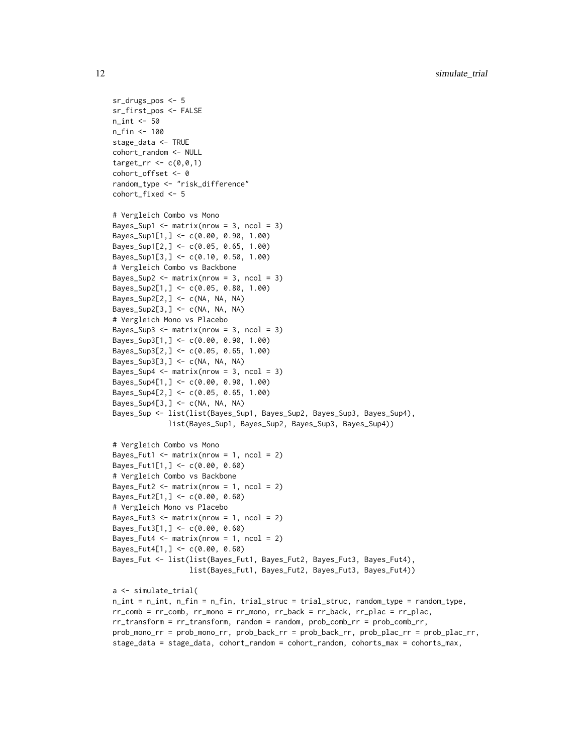```
sr_drugs_pos <- 5
sr_first_pos <- FALSE
n_int <- 50
n_fin <- 100
stage_data <- TRUE
cohort_random <- NULL
target_rr <- c(0,0,1)
cohort_offset <- 0
random_type <- "risk_difference"
cohort_fixed <- 5

# Vergleich Combo vs Mono
Bayes_Sup1 <- matrix(nrow = 3, ncol = 3)
Bayes_Sup1[1,] <- c(0.00, 0.90, 1.00)
Bayes_Sup1[2,] <- c(0.05, 0.65, 1.00)
Bayes_Sup1[3,] <- c(0.10, 0.50, 1.00)
# Vergleich Combo vs Backbone
Bayes_Sup2 <- matrix(nrow = 3, ncol = 3)
Bayes_Sup2[1,] <- c(0.05, 0.80, 1.00)
Bayes_Sup2[2,] <- c(NA, NA, NA)
Bayes_Sup2[3,] <- c(NA, NA, NA)
# Vergleich Mono vs Placebo
Bayes_Sup3 <- matrix(nrow = 3, ncol = 3)
Bayes_Sup3[1,] <- c(0.00, 0.90, 1.00)
Bayes_Sup3[2,] <- c(0.05, 0.65, 1.00)
Bayes_Sup3[3,] <- c(NA, NA, NA)
Bayes_Sup4 <- matrix(nrow = 3, ncol = 3)
Bayes_Sup4[1,] <- c(0.00, 0.90, 1.00)
Bayes_Sup4[2,] <- c(0.05, 0.65, 1.00)
Bayes_Sup4[3,] <- c(NA, NA, NA)
Bayes_Sup <- list(list(Bayes_Sup1, Bayes_Sup2, Bayes_Sup3, Bayes_Sup4),
             list(Bayes_Sup1, Bayes_Sup2, Bayes_Sup3, Bayes_Sup4))

# Vergleich Combo vs Mono
Bayes_Fut1 <- matrix(nrow = 1, ncol = 2)
Bayes_Fut1[1,] <- c(0.00, 0.60)
# Vergleich Combo vs Backbone
Bayes_Fut2 <- matrix(nrow = 1, ncol = 2)
Bayes_Fut2[1,] <- c(0.00, 0.60)
# Vergleich Mono vs Placebo
Bayes_Fut3 <- matrix(nrow = 1, ncol = 2)
Bayes_Fut3[1,] <- c(0.00, 0.60)
Bayes_Fut4 <- matrix(nrow = 1, ncol = 2)
Bayes_Fut4[1,] <- c(0.00, 0.60)
Bayes_Fut <- list(list(Bayes_Fut1, Bayes_Fut2, Bayes_Fut3, Bayes_Fut4),
                  list(Bayes_Fut1, Bayes_Fut2, Bayes_Fut3, Bayes_Fut4))

a <- simulate_trial(
n_int = n_int, n_fin = n_fin, trial_struc = trial_struc, random_type = random_type,
rr_comb = rr_comb, rr_mono = rr_mono, rr_back = rr_back, rr_plac = rr_plac,
rr_transform = rr_transform, random = random, prob_comb_rr = prob_comb_rr,
prob_mono_rr = prob_mono_rr, prob_back_rr = prob_back_rr, prob_plac_rr = prob_plac_rr,
stage_data = stage_data, cohort_random = cohort_random, cohorts_max = cohorts_max,
```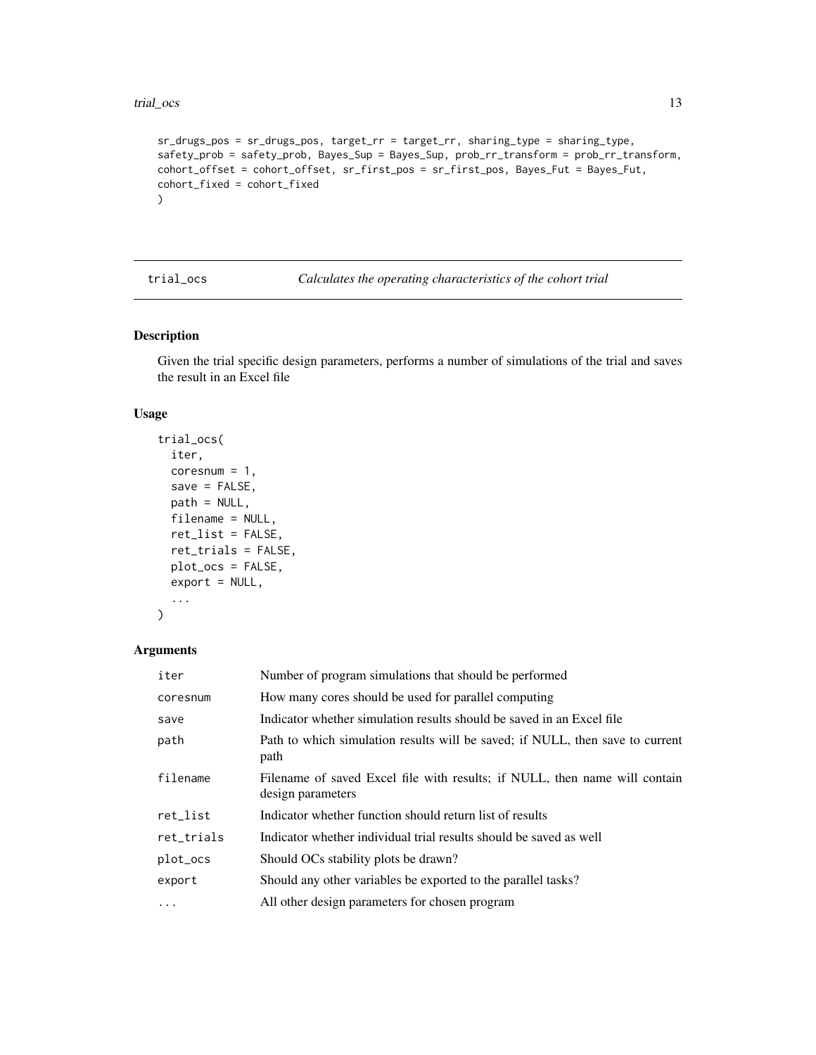```
sr_drugs_pos = sr_drugs_pos, target_rr = target_rr, sharing_type = sharing_type,
safety_prob = safety_prob, Bayes_Sup = Bayes_Sup, prob_rr_transform = prob_rr_transform,
cohort_offset = cohort_offset, sr_first_pos = sr_first_pos, Bayes_Fut = Bayes_Fut,
cohort_fixed = cohort_fixed
)
```

## trial_ocs — *Calculates the operating characteristics of the cohort trial*

### Description

Given the trial specific design parameters, performs a number of simulations of the trial and saves the result in an Excel file

### Usage

```
trial_ocs(
  iter,
  coresnum = 1,
  save = FALSE,
  path = NULL,
  filename = NULL,
  ret_list = FALSE,
  ret_trials = FALSE,
  plot_ocs = FALSE,
  export = NULL,
  ...
)
```

### Arguments

| | |
|---|---|
| iter | Number of program simulations that should be performed |
| coresnum | How many cores should be used for parallel computing |
| save | Indicator whether simulation results should be saved in an Excel file |
| path | Path to which simulation results will be saved; if NULL, then save to current path |
| filename | Filename of saved Excel file with results; if NULL, then name will contain design parameters |
| ret_list | Indicator whether function should return list of results |
| ret_trials | Indicator whether individual trial results should be saved as well |
| plot_ocs | Should OCs stability plots be drawn? |
| export | Should any other variables be exported to the parallel tasks? |
| ... | All other design parameters for chosen program |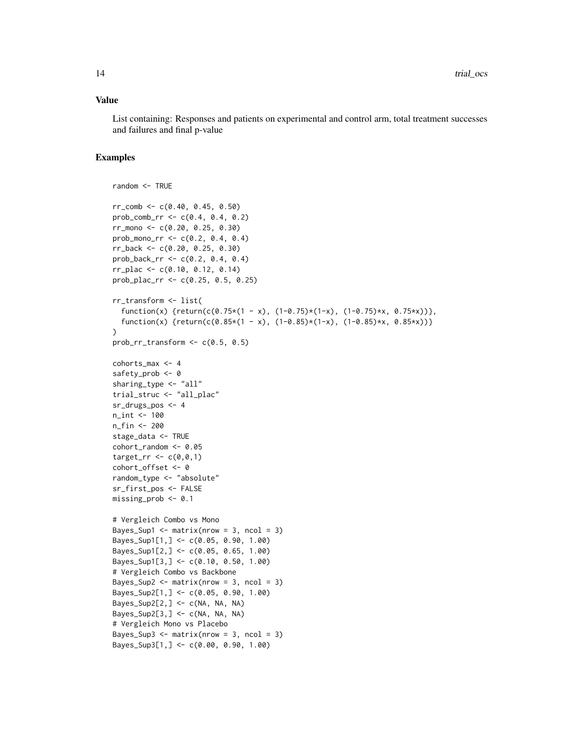## Value

List containing: Responses and patients on experimental and control arm, total treatment successes and failures and final p-value

## Examples

```
random <- TRUE

rr_comb <- c(0.40, 0.45, 0.50)
prob_comb_rr <- c(0.4, 0.4, 0.2)
rr_mono <- c(0.20, 0.25, 0.30)
prob_mono_rr <- c(0.2, 0.4, 0.4)
rr_back <- c(0.20, 0.25, 0.30)
prob_back_rr <- c(0.2, 0.4, 0.4)
rr_plac <- c(0.10, 0.12, 0.14)
prob_plac_rr <- c(0.25, 0.5, 0.25)

rr_transform <- list(
  function(x) {return(c(0.75*(1 - x), (1-0.75)*(1-x), (1-0.75)*x, 0.75*x))},
  function(x) {return(c(0.85*(1 - x), (1-0.85)*(1-x), (1-0.85)*x, 0.85*x))}
)
prob_rr_transform <- c(0.5, 0.5)

cohorts_max <- 4
safety_prob <- 0
sharing_type <- "all"
trial_struc <- "all_plac"
sr_drugs_pos <- 4
n_int <- 100
n_fin <- 200
stage_data <- TRUE
cohort_random <- 0.05
target_rr <- c(0,0,1)
cohort_offset <- 0
random_type <- "absolute"
sr_first_pos <- FALSE
missing_prob <- 0.1

# Vergleich Combo vs Mono
Bayes_Sup1 <- matrix(nrow = 3, ncol = 3)
Bayes_Sup1[1,] <- c(0.05, 0.90, 1.00)
Bayes_Sup1[2,] <- c(0.05, 0.65, 1.00)
Bayes_Sup1[3,] <- c(0.10, 0.50, 1.00)
# Vergleich Combo vs Backbone
Bayes_Sup2 <- matrix(nrow = 3, ncol = 3)
Bayes_Sup2[1,] <- c(0.05, 0.90, 1.00)
Bayes_Sup2[2,] <- c(NA, NA, NA)
Bayes_Sup2[3,] <- c(NA, NA, NA)
# Vergleich Mono vs Placebo
Bayes_Sup3 <- matrix(nrow = 3, ncol = 3)
Bayes_Sup3[1,] <- c(0.00, 0.90, 1.00)
```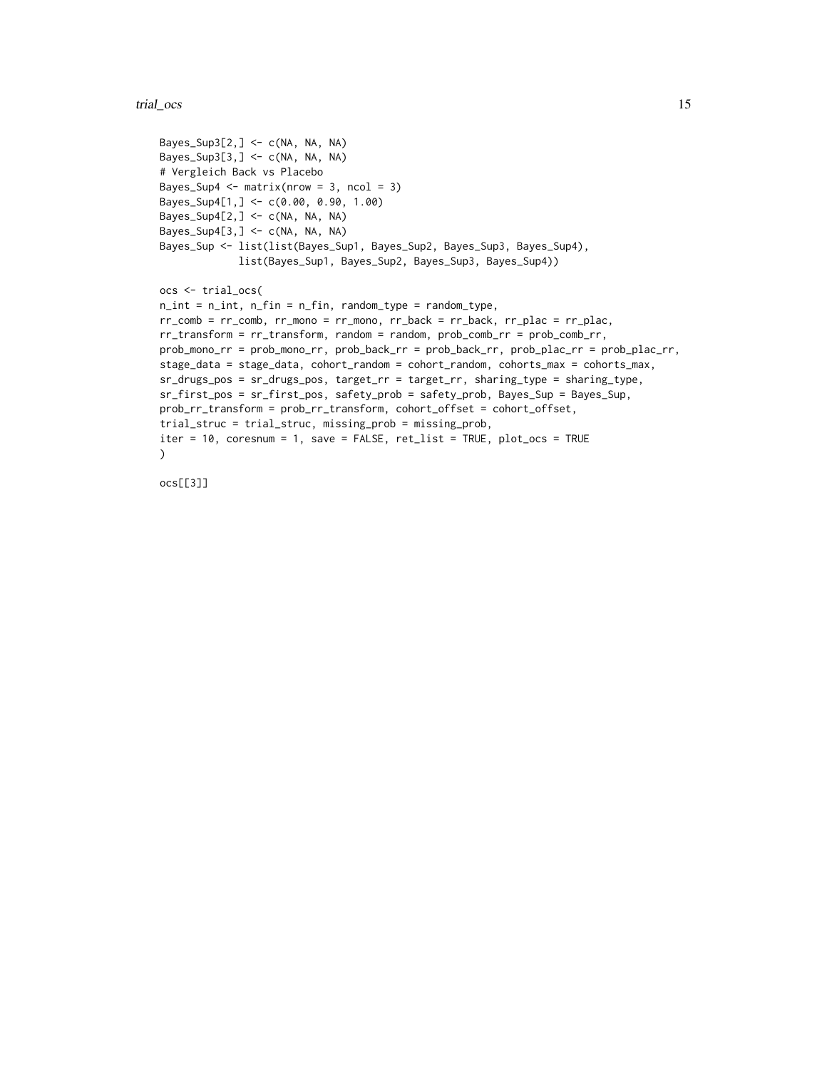```
Bayes_Sup3[2,] <- c(NA, NA, NA)
Bayes_Sup3[3,] <- c(NA, NA, NA)
# Vergleich Back vs Placebo
Bayes_Sup4 <- matrix(nrow = 3, ncol = 3)
Bayes_Sup4[1,] <- c(0.00, 0.90, 1.00)
Bayes_Sup4[2,] <- c(NA, NA, NA)
Bayes_Sup4[3,] <- c(NA, NA, NA)
Bayes_Sup <- list(list(Bayes_Sup1, Bayes_Sup2, Bayes_Sup3, Bayes_Sup4),
             list(Bayes_Sup1, Bayes_Sup2, Bayes_Sup3, Bayes_Sup4))

ocs <- trial_ocs(
n_int = n_int, n_fin = n_fin, random_type = random_type,
rr_comb = rr_comb, rr_mono = rr_mono, rr_back = rr_back, rr_plac = rr_plac,
rr_transform = rr_transform, random = random, prob_comb_rr = prob_comb_rr,
prob_mono_rr = prob_mono_rr, prob_back_rr = prob_back_rr, prob_plac_rr = prob_plac_rr,
stage_data = stage_data, cohort_random = cohort_random, cohorts_max = cohorts_max,
sr_drugs_pos = sr_drugs_pos, target_rr = target_rr, sharing_type = sharing_type,
sr_first_pos = sr_first_pos, safety_prob = safety_prob, Bayes_Sup = Bayes_Sup,
prob_rr_transform = prob_rr_transform, cohort_offset = cohort_offset,
trial_struc = trial_struc, missing_prob = missing_prob,
iter = 10, coresnum = 1, save = FALSE, ret_list = TRUE, plot_ocs = TRUE
)

ocs[[3]]
```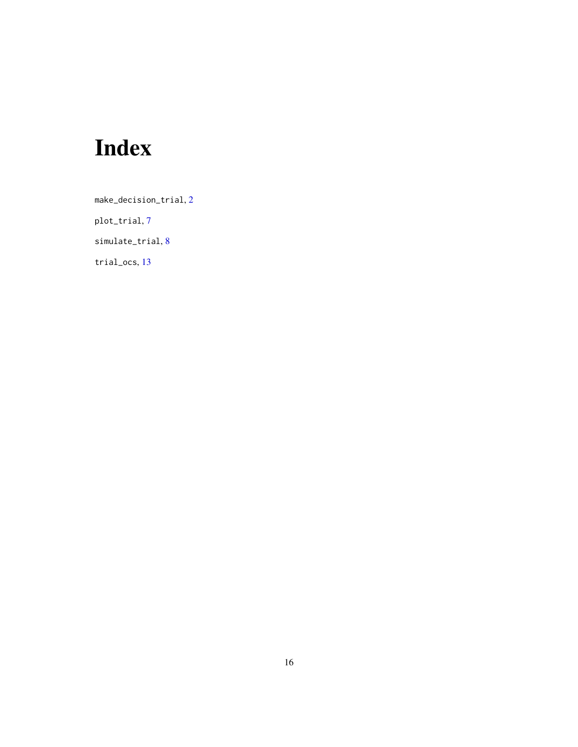# Index

make_decision_trial, 2

plot_trial, 7

simulate_trial, 8

trial_ocs, 13